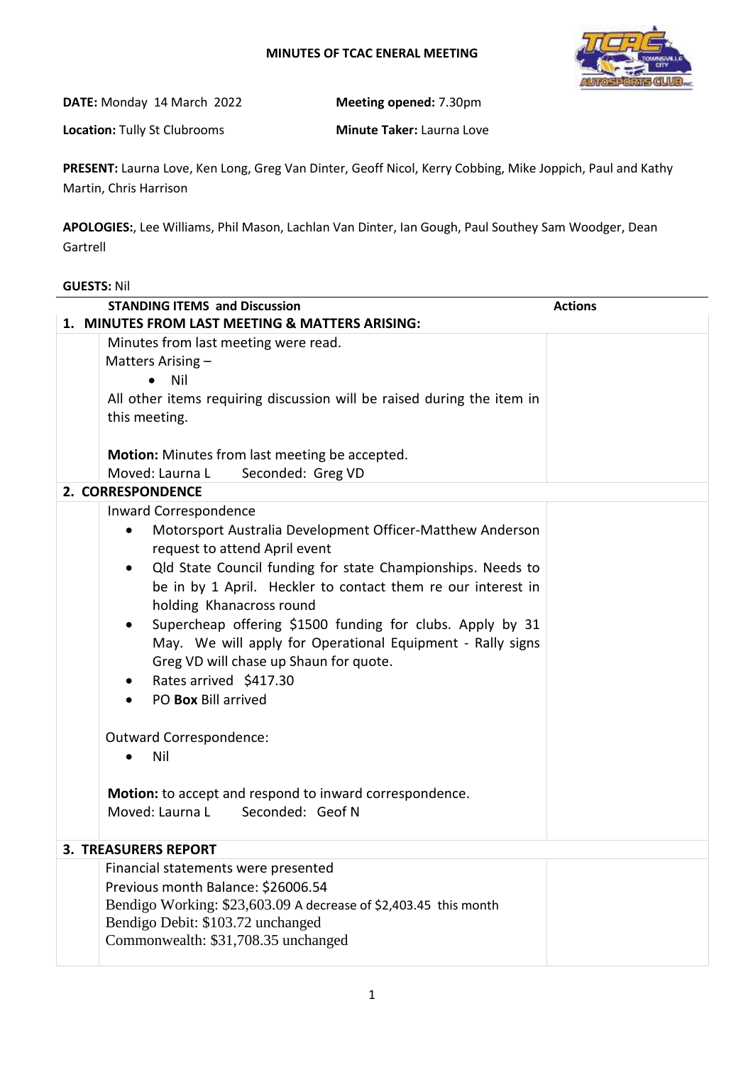# MINUTES OF TCAC ENERAL MEETING

**DATE:** Monday 14 March 2022

**Meeting opened:** 7.30pm

**Location:** Tully St Clubrooms

**Minute Taker:** Laurna Love

**PRESENT:** Laurna Love, Ken Long, Greg Van Dinter, Geoff Nicol, Kerry Cobbing, Mike Joppich, Paul and Kathy Martin, Chris Harrison

**APOLOGIES:**, Lee Williams, Phil Mason, Lachlan Van Dinter, Ian Gough, Paul Southey Sam Woodger, Dean Gartrell

**GUESTS:** Nil

| | STANDING ITEMS and Discussion | Actions |
|---|---|---|
| **1. MINUTES FROM LAST MEETING & MATTERS ARISING:** | | |
| | Minutes from last meeting were read.<br>Matters Arising –<br>• Nil<br>All other items requiring discussion will be raised during the item in this meeting.<br><br>**Motion:** Minutes from last meeting be accepted.<br>Moved: Laurna L Seconded: Greg VD | |
| **2. CORRESPONDENCE** | | |
| | Inward Correspondence<br>• Motorsport Australia Development Officer-Matthew Anderson request to attend April event<br>• Qld State Council funding for state Championships. Needs to be in by 1 April. Heckler to contact them re our interest in holding Khanacross round<br>• Supercheap offering $1500 funding for clubs. Apply by 31 May. We will apply for Operational Equipment - Rally signs Greg VD will chase up Shaun for quote.<br>• Rates arrived $417.30<br>• PO **Box** Bill arrived<br><br>Outward Correspondence:<br>• Nil<br><br>**Motion:** to accept and respond to inward correspondence.<br>Moved: Laurna L Seconded: Geof N | |
| **3. TREASURERS REPORT** | | |
| | Financial statements were presented<br>Previous month Balance: $26006.54<br>Bendigo Working: $23,603.09 A decrease of $2,403.45 this month<br>Bendigo Debit: $103.72 unchanged<br>Commonwealth: $31,708.35 unchanged | |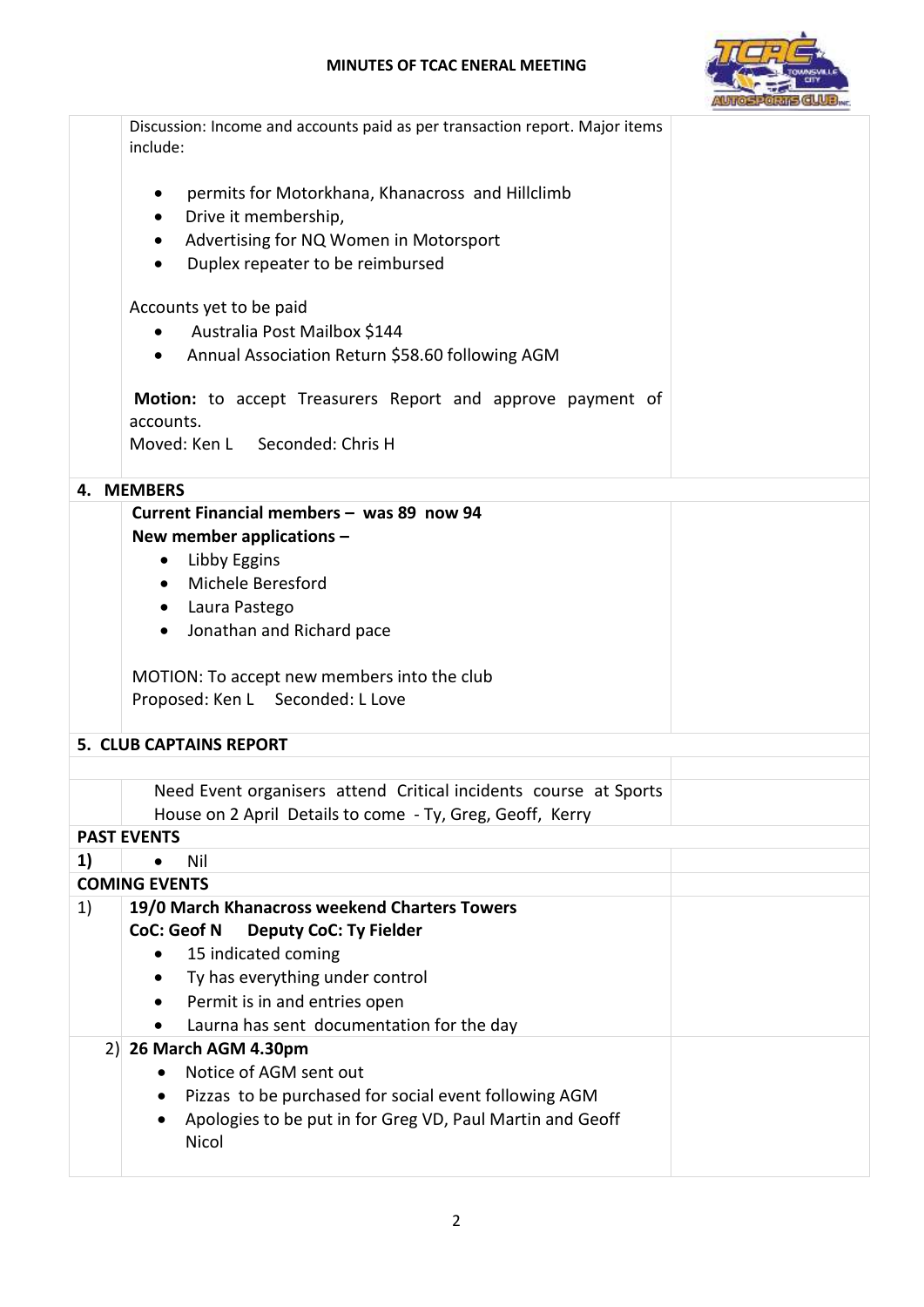Discussion: Income and accounts paid as per transaction report. Major items include:

- permits for Motorkhana, Khanacross and Hillclimb
- Drive it membership,
- Advertising for NQ Women in Motorsport
- Duplex repeater to be reimbursed

Accounts yet to be paid

- Australia Post Mailbox $144
- Annual Association Return $58.60 following AGM

**Motion:** to accept Treasurers Report and approve payment of accounts.
Moved: Ken L Seconded: Chris H

## 4. MEMBERS

**Current Financial members – was 89 now 94**
**New member applications –**

- Libby Eggins
- Michele Beresford
- Laura Pastego
- Jonathan and Richard pace

MOTION: To accept new members into the club
Proposed: Ken L Seconded: L Love

## 5. CLUB CAPTAINS REPORT

Need Event organisers attend Critical incidents course at Sports House on 2 April Details to come - Ty, Greg, Geoff, Kerry

**PAST EVENTS**

**1)**
- Nil

**COMING EVENTS**

1) **19/0 March Khanacross weekend Charters Towers**
**CoC: Geof N Deputy CoC: Ty Fielder**
- 15 indicated coming
- Ty has everything under control
- Permit is in and entries open
- Laurna has sent documentation for the day

2) **26 March AGM 4.30pm**
- Notice of AGM sent out
- Pizzas to be purchased for social event following AGM
- Apologies to be put in for Greg VD, Paul Martin and Geoff Nicol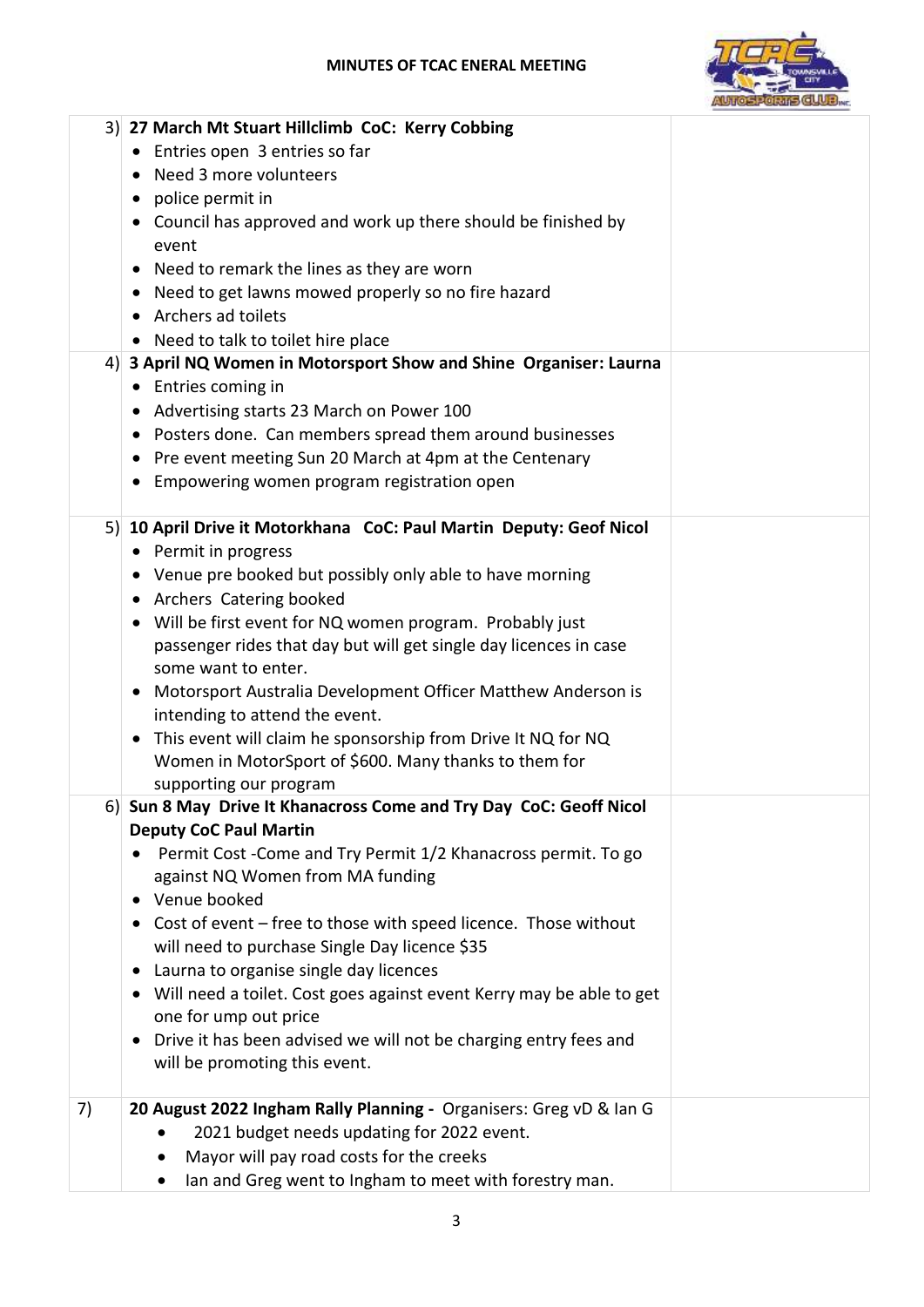| | | |
|---|---|---|
| 3) | **27 March Mt Stuart Hillclimb CoC: Kerry Cobbing**<br>• Entries open 3 entries so far<br>• Need 3 more volunteers<br>• police permit in<br>• Council has approved and work up there should be finished by event<br>• Need to remark the lines as they are worn<br>• Need to get lawns mowed properly so no fire hazard<br>• Archers ad toilets<br>• Need to talk to toilet hire place | |
| 4) | **3 April NQ Women in Motorsport Show and Shine Organiser: Laurna**<br>• Entries coming in<br>• Advertising starts 23 March on Power 100<br>• Posters done. Can members spread them around businesses<br>• Pre event meeting Sun 20 March at 4pm at the Centenary<br>• Empowering women program registration open | |
| 5) | **10 April Drive it Motorkhana CoC: Paul Martin Deputy: Geof Nicol**<br>• Permit in progress<br>• Venue pre booked but possibly only able to have morning<br>• Archers Catering booked<br>• Will be first event for NQ women program. Probably just passenger rides that day but will get single day licences in case some want to enter.<br>• Motorsport Australia Development Officer Matthew Anderson is intending to attend the event.<br>• This event will claim he sponsorship from Drive It NQ for NQ Women in MotorSport of $600. Many thanks to them for supporting our program | |
| 6) | **Sun 8 May Drive It Khanacross Come and Try Day CoC: Geoff Nicol Deputy CoC Paul Martin**<br>• Permit Cost -Come and Try Permit 1/2 Khanacross permit. To go against NQ Women from MA funding<br>• Venue booked<br>• Cost of event – free to those with speed licence. Those without will need to purchase Single Day licence $35<br>• Laurna to organise single day licences<br>• Will need a toilet. Cost goes against event Kerry may be able to get one for ump out price<br>• Drive it has been advised we will not be charging entry fees and will be promoting this event. | |
| 7) | **20 August 2022 Ingham Rally Planning -** Organisers: Greg vD & Ian G<br>• 2021 budget needs updating for 2022 event.<br>• Mayor will pay road costs for the creeks<br>• Ian and Greg went to Ingham to meet with forestry man. | |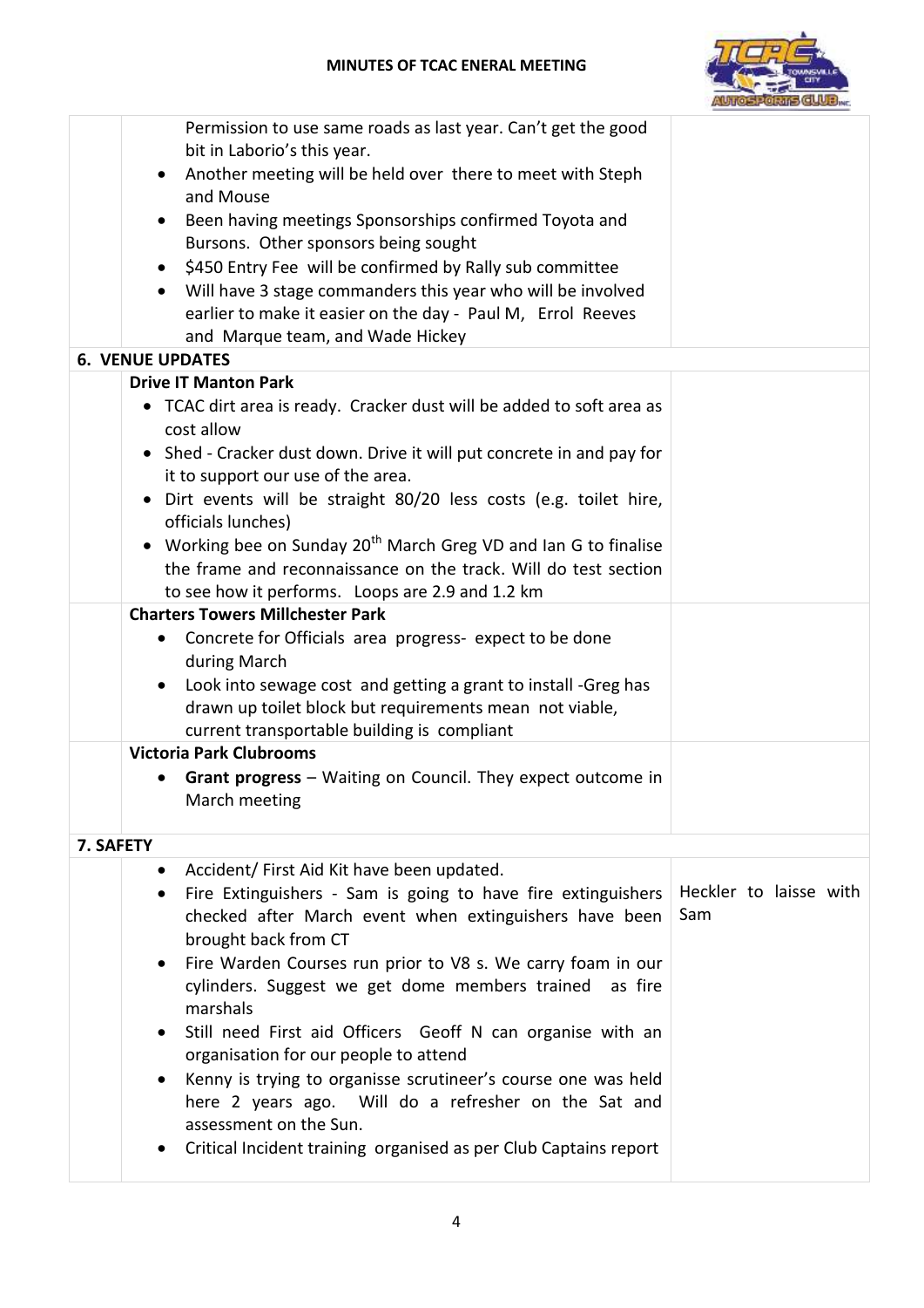MINUTES OF TCAC ENERAL MEETING

| | | |
|---|---|---|
| | Permission to use same roads as last year. Can't get the good bit in Laborio's this year.<br>• Another meeting will be held over there to meet with Steph and Mouse<br>• Been having meetings Sponsorships confirmed Toyota and Bursons. Other sponsors being sought<br>• $450 Entry Fee will be confirmed by Rally sub committee<br>• Will have 3 stage commanders this year who will be involved earlier to make it easier on the day - Paul M, Errol Reeves and Marque team, and Wade Hickey | |
| **6. VENUE UPDATES** | | |
| | **Drive IT Manton Park**<br>• TCAC dirt area is ready. Cracker dust will be added to soft area as cost allow<br>• Shed - Cracker dust down. Drive it will put concrete in and pay for it to support our use of the area.<br>• Dirt events will be straight 80/20 less costs (e.g. toilet hire, officials lunches)<br>• Working bee on Sunday 20th March Greg VD and Ian G to finalise the frame and reconnaissance on the track. Will do test section to see how it performs. Loops are 2.9 and 1.2 km | |
| | **Charters Towers Millchester Park**<br>• Concrete for Officials area progress- expect to be done during March<br>• Look into sewage cost and getting a grant to install -Greg has drawn up toilet block but requirements mean not viable, current transportable building is compliant | |
| | **Victoria Park Clubrooms**<br>• **Grant progress** – Waiting on Council. They expect outcome in March meeting | |
| **7. SAFETY** | | |
| | • Accident/ First Aid Kit have been updated.<br>• Fire Extinguishers - Sam is going to have fire extinguishers checked after March event when extinguishers have been brought back from CT<br>• Fire Warden Courses run prior to V8 s. We carry foam in our cylinders. Suggest we get dome members trained as fire marshals<br>• Still need First aid Officers Geoff N can organise with an organisation for our people to attend<br>• Kenny is trying to organisse scrutineer's course one was held here 2 years ago. Will do a refresher on the Sat and assessment on the Sun.<br>• Critical Incident training organised as per Club Captains report | Heckler to laisse with Sam |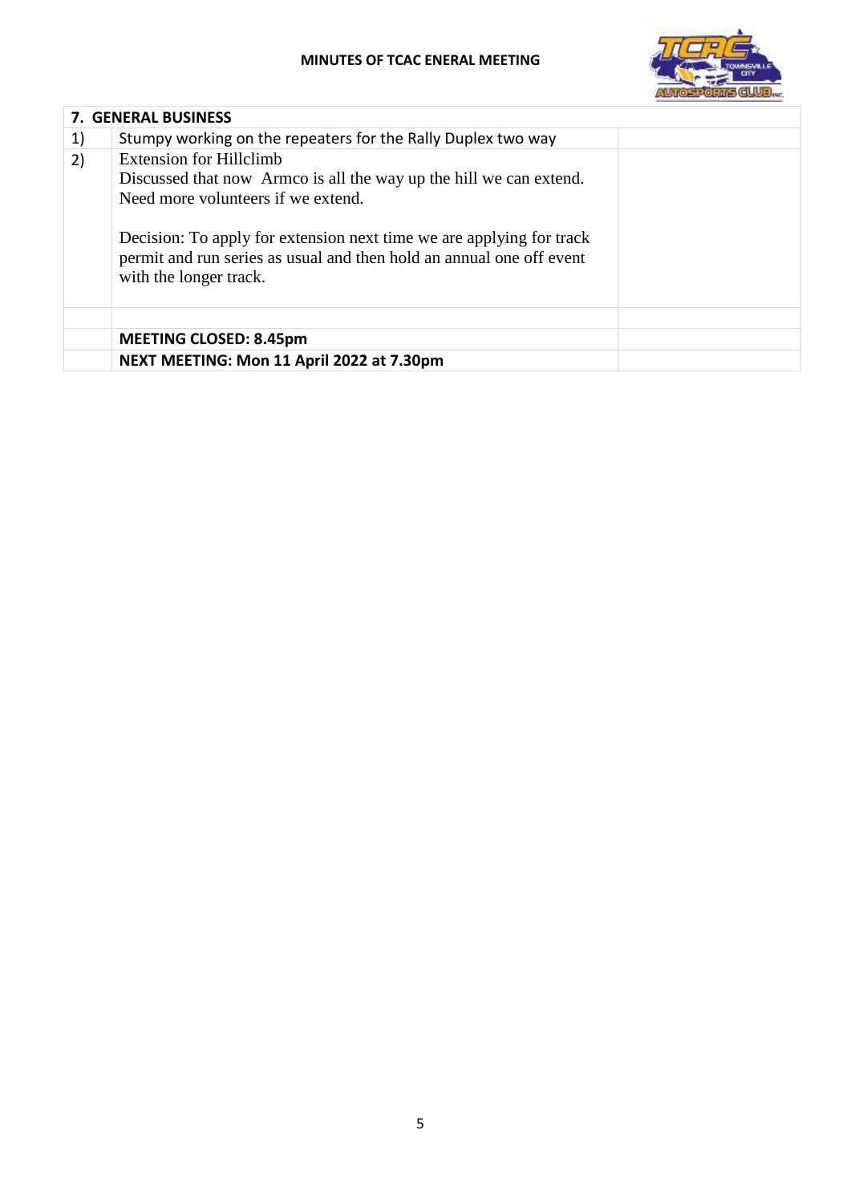| 7. GENERAL BUSINESS | | |
|---|---|---|
| 1) | Stumpy working on the repeaters for the Rally Duplex two way | |
| 2) | Extension for Hillclimb<br>Discussed that now Armco is all the way up the hill we can extend. Need more volunteers if we extend.<br><br>Decision: To apply for extension next time we are applying for track permit and run series as usual and then hold an annual one off event with the longer track. | |
| | | |
| | **MEETING CLOSED: 8.45pm** | |
| | **NEXT MEETING: Mon 11 April 2022 at 7.30pm** | |